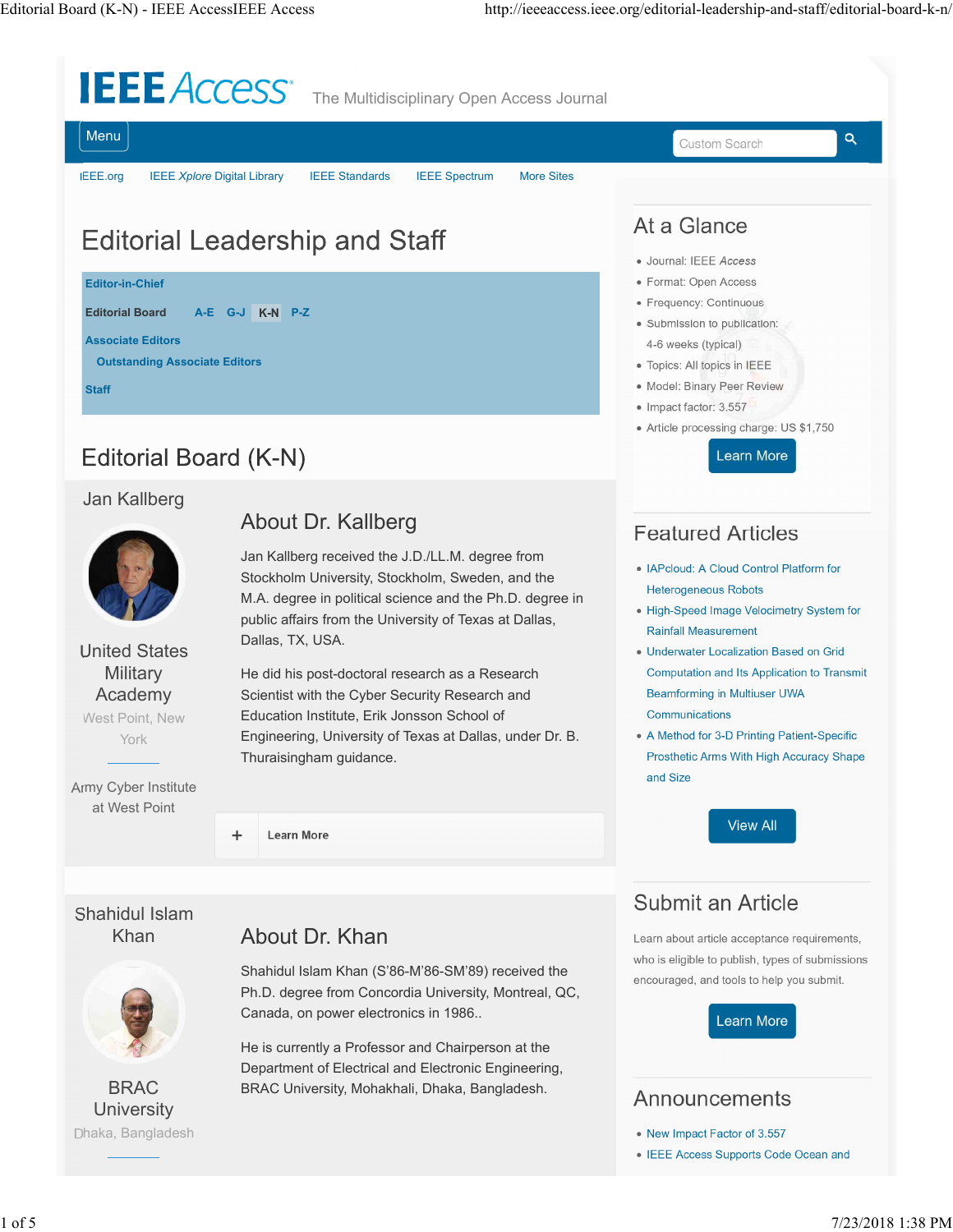# IEEE Access

The Multidisciplinary Open Access Journal

Menu

Custom Search

IEEE.org | IEEE *Xplore* Digital Library | IEEE Standards | IEEE Spectrum | More Sites

# Editorial Leadership and Staff

**Editor-in-Chief**

**Editorial Board** A-E G-J K-N P-Z

**Associate Editors**

**Outstanding Associate Editors**

**Staff**

## Editorial Board (K-N)

### Jan Kallberg

United States Military Academy

West Point, New York

Army Cyber Institute at West Point

### About Dr. Kallberg

Jan Kallberg received the J.D./LL.M. degree from Stockholm University, Stockholm, Sweden, and the M.A. degree in political science and the Ph.D. degree in public affairs from the University of Texas at Dallas, Dallas, TX, USA.

He did his post-doctoral research as a Research Scientist with the Cyber Security Research and Education Institute, Erik Jonsson School of Engineering, University of Texas at Dallas, under Dr. B. Thuraisingham guidance.

+ Learn More

### Shahidul Islam Khan

BRAC University

Dhaka, Bangladesh

### About Dr. Khan

Shahidul Islam Khan (S'86-M'86-SM'89) received the Ph.D. degree from Concordia University, Montreal, QC, Canada, on power electronics in 1986..

He is currently a Professor and Chairperson at the Department of Electrical and Electronic Engineering, BRAC University, Mohakhali, Dhaka, Bangladesh.

## At a Glance

- Journal: IEEE *Access*
- Format: Open Access
- Frequency: Continuous
- Submission to publication: 4-6 weeks (typical)
- Topics: All topics in IEEE
- Model: Binary Peer Review
- Impact factor: 3.557
- Article processing charge: US $1,750

Learn More

## Featured Articles

- IAPcloud: A Cloud Control Platform for Heterogeneous Robots
- High-Speed Image Velocimetry System for Rainfall Measurement
- Underwater Localization Based on Grid Computation and Its Application to Transmit Beamforming in Multiuser UWA Communications
- A Method for 3-D Printing Patient-Specific Prosthetic Arms With High Accuracy Shape and Size

View All

## Submit an Article

Learn about article acceptance requirements, who is eligible to publish, types of submissions encouraged, and tools to help you submit.

Learn More

## Announcements

- New Impact Factor of 3.557
- IEEE Access Supports Code Ocean and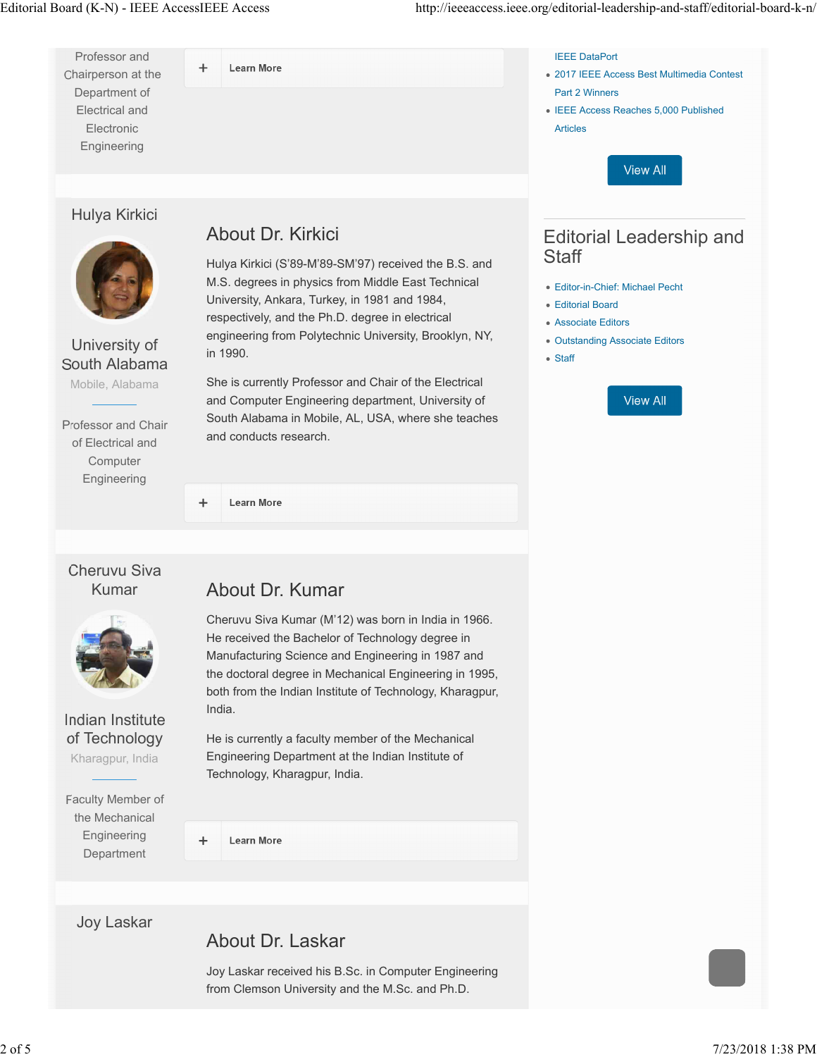Professor and Chairperson at the Department of Electrical and Electronic Engineering

+ Learn More

Hulya Kirkici

University of South Alabama

Mobile, Alabama

Professor and Chair of Electrical and Computer Engineering

## About Dr. Kirkici

Hulya Kirkici (S'89-M'89-SM'97) received the B.S. and M.S. degrees in physics from Middle East Technical University, Ankara, Turkey, in 1981 and 1984, respectively, and the Ph.D. degree in electrical engineering from Polytechnic University, Brooklyn, NY, in 1990.

She is currently Professor and Chair of the Electrical and Computer Engineering department, University of South Alabama in Mobile, AL, USA, where she teaches and conducts research.

+ Learn More

Cheruvu Siva Kumar

Indian Institute of Technology

Kharagpur, India

Faculty Member of the Mechanical Engineering Department

## About Dr. Kumar

Cheruvu Siva Kumar (M'12) was born in India in 1966. He received the Bachelor of Technology degree in Manufacturing Science and Engineering in 1987 and the doctoral degree in Mechanical Engineering in 1995, both from the Indian Institute of Technology, Kharagpur, India.

He is currently a faculty member of the Mechanical Engineering Department at the Indian Institute of Technology, Kharagpur, India.

+ Learn More

Joy Laskar

## About Dr. Laskar

Joy Laskar received his B.Sc. in Computer Engineering from Clemson University and the M.Sc. and Ph.D.

- IEEE DataPort
- 2017 IEEE Access Best Multimedia Contest Part 2 Winners
- IEEE Access Reaches 5,000 Published Articles

View All

## Editorial Leadership and Staff

- Editor-in-Chief: Michael Pecht
- Editorial Board
- Associate Editors
- Outstanding Associate Editors
- Staff

View All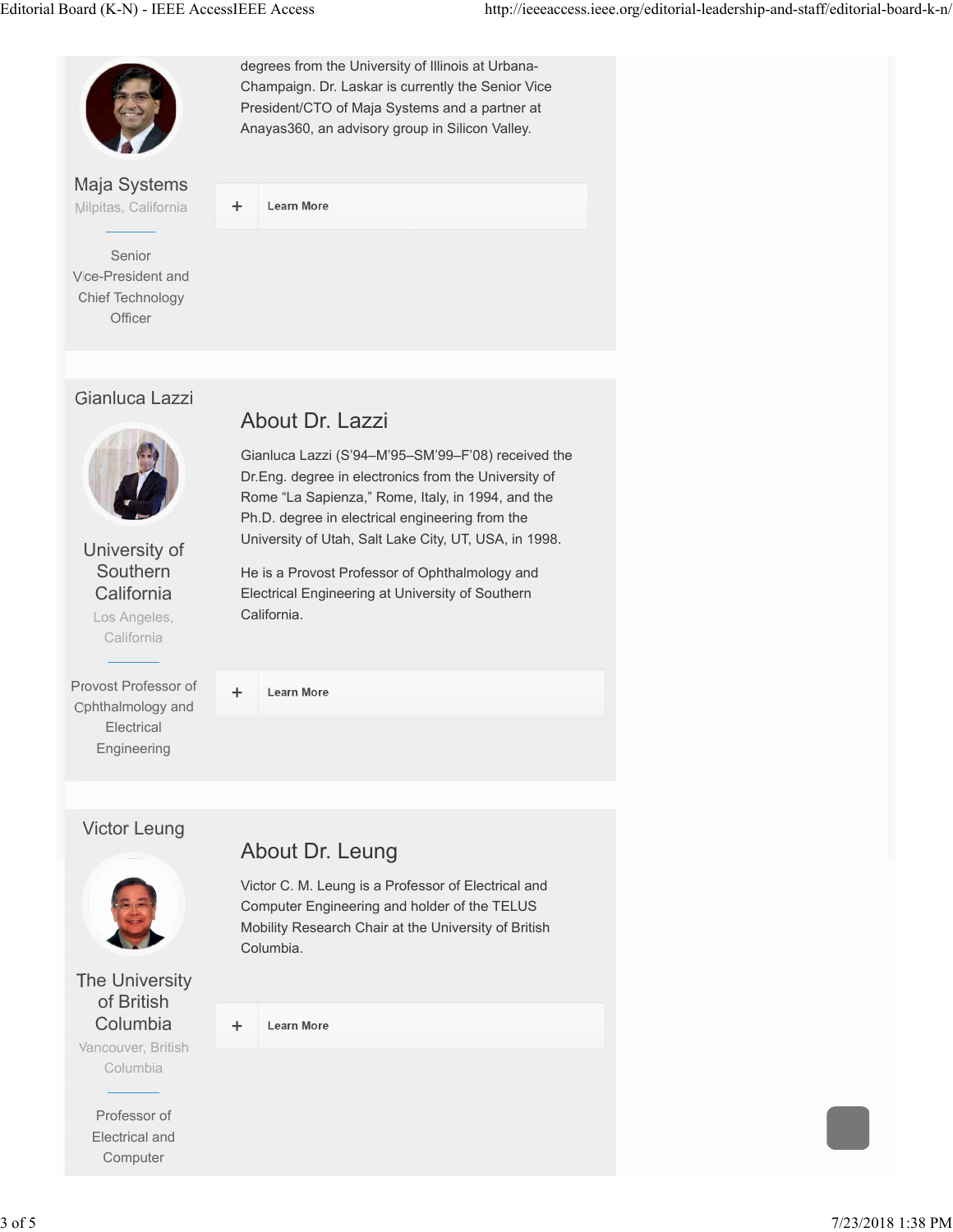degrees from the University of Illinois at Urbana-Champaign. Dr. Laskar is currently the Senior Vice President/CTO of Maja Systems and a partner at Anayas360, an advisory group in Silicon Valley.

Maja Systems

Milpitas, California

Senior Vice-President and Chief Technology Officer

+ Learn More

Gianluca Lazzi

## About Dr. Lazzi

Gianluca Lazzi (S'94–M'95–SM'99–F'08) received the Dr.Eng. degree in electronics from the University of Rome "La Sapienza," Rome, Italy, in 1994, and the Ph.D. degree in electrical engineering from the University of Utah, Salt Lake City, UT, USA, in 1998.

He is a Provost Professor of Ophthalmology and Electrical Engineering at University of Southern California.

University of Southern California

Los Angeles, California

Provost Professor of Ophthalmology and Electrical Engineering

+ Learn More

Victor Leung

## About Dr. Leung

Victor C. M. Leung is a Professor of Electrical and Computer Engineering and holder of the TELUS Mobility Research Chair at the University of British Columbia.

The University of British Columbia

Vancouver, British Columbia

Professor of Electrical and Computer

+ Learn More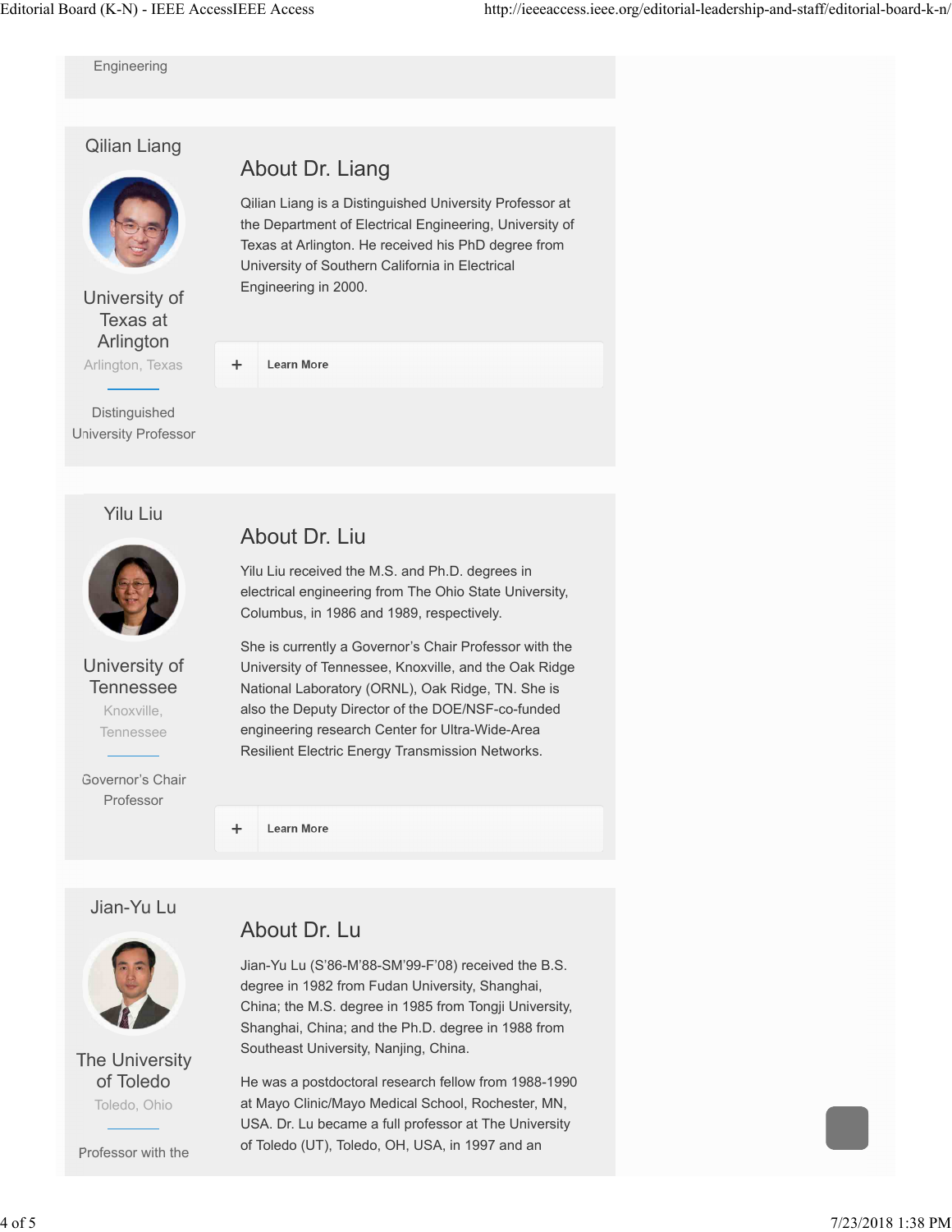Engineering

Qilian Liang

University of Texas at Arlington

Arlington, Texas

Distinguished University Professor

## About Dr. Liang

Qilian Liang is a Distinguished University Professor at the Department of Electrical Engineering, University of Texas at Arlington. He received his PhD degree from University of Southern California in Electrical Engineering in 2000.

+ Learn More

Yilu Liu

University of Tennessee

Knoxville, Tennessee

Governor's Chair Professor

## About Dr. Liu

Yilu Liu received the M.S. and Ph.D. degrees in electrical engineering from The Ohio State University, Columbus, in 1986 and 1989, respectively.

She is currently a Governor's Chair Professor with the University of Tennessee, Knoxville, and the Oak Ridge National Laboratory (ORNL), Oak Ridge, TN. She is also the Deputy Director of the DOE/NSF-co-funded engineering research Center for Ultra-Wide-Area Resilient Electric Energy Transmission Networks.

+ Learn More

Jian-Yu Lu

The University of Toledo

Toledo, Ohio

Professor with the

## About Dr. Lu

Jian-Yu Lu (S'86-M'88-SM'99-F'08) received the B.S. degree in 1982 from Fudan University, Shanghai, China; the M.S. degree in 1985 from Tongji University, Shanghai, China; and the Ph.D. degree in 1988 from Southeast University, Nanjing, China.

He was a postdoctoral research fellow from 1988-1990 at Mayo Clinic/Mayo Medical School, Rochester, MN, USA. Dr. Lu became a full professor at The University of Toledo (UT), Toledo, OH, USA, in 1997 and an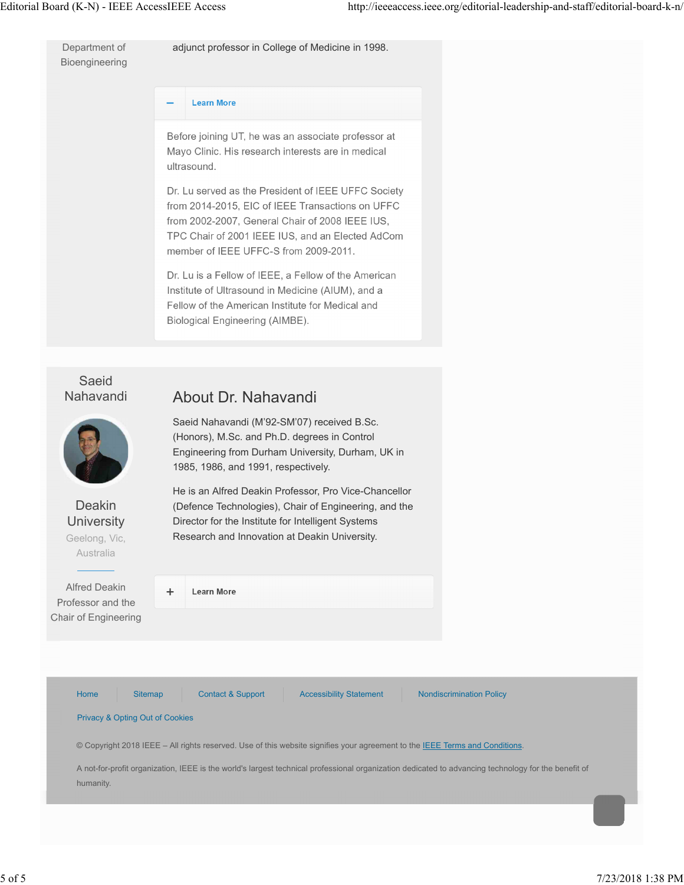Department of Bioengineering

adjunct professor in College of Medicine in 1998.

– Learn More

Before joining UT, he was an associate professor at Mayo Clinic. His research interests are in medical ultrasound.

Dr. Lu served as the President of IEEE UFFC Society from 2014-2015, EIC of IEEE Transactions on UFFC from 2002-2007, General Chair of 2008 IEEE IUS, TPC Chair of 2001 IEEE IUS, and an Elected AdCom member of IEEE UFFC-S from 2009-2011.

Dr. Lu is a Fellow of IEEE, a Fellow of the American Institute of Ultrasound in Medicine (AIUM), and a Fellow of the American Institute for Medical and Biological Engineering (AIMBE).

Saeid Nahavandi

Deakin University

Geelong, Vic, Australia

Alfred Deakin Professor and the Chair of Engineering

## About Dr. Nahavandi

Saeid Nahavandi (M'92-SM'07) received B.Sc. (Honors), M.Sc. and Ph.D. degrees in Control Engineering from Durham University, Durham, UK in 1985, 1986, and 1991, respectively.

He is an Alfred Deakin Professor, Pro Vice-Chancellor (Defence Technologies), Chair of Engineering, and the Director for the Institute for Intelligent Systems Research and Innovation at Deakin University.

+ Learn More

Home | Sitemap | Contact & Support | Accessibility Statement | Nondiscrimination Policy

Privacy & Opting Out of Cookies

© Copyright 2018 IEEE – All rights reserved. Use of this website signifies your agreement to the IEEE Terms and Conditions.

A not-for-profit organization, IEEE is the world's largest technical professional organization dedicated to advancing technology for the benefit of humanity.